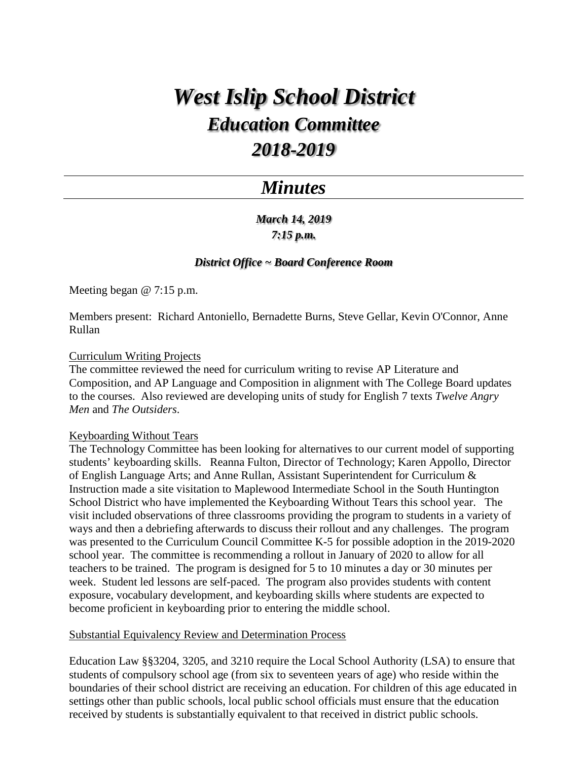# *West Islip School District*
## *Education Committee*
## *2018-2019*

---

## *Minutes*

---

***March 14, 2019***
***7:15 p.m.***

***District Office ~ Board Conference Room***

Meeting began @ 7:15 p.m.

Members present: Richard Antoniello, Bernadette Burns, Steve Gellar, Kevin O'Connor, Anne Rullan

Curriculum Writing Projects
The committee reviewed the need for curriculum writing to revise AP Literature and Composition, and AP Language and Composition in alignment with The College Board updates to the courses. Also reviewed are developing units of study for English 7 texts *Twelve Angry Men* and *The Outsiders*.

Keyboarding Without Tears
The Technology Committee has been looking for alternatives to our current model of supporting students' keyboarding skills. Reanna Fulton, Director of Technology; Karen Appollo, Director of English Language Arts; and Anne Rullan, Assistant Superintendent for Curriculum & Instruction made a site visitation to Maplewood Intermediate School in the South Huntington School District who have implemented the Keyboarding Without Tears this school year. The visit included observations of three classrooms providing the program to students in a variety of ways and then a debriefing afterwards to discuss their rollout and any challenges. The program was presented to the Curriculum Council Committee K-5 for possible adoption in the 2019-2020 school year. The committee is recommending a rollout in January of 2020 to allow for all teachers to be trained. The program is designed for 5 to 10 minutes a day or 30 minutes per week. Student led lessons are self-paced. The program also provides students with content exposure, vocabulary development, and keyboarding skills where students are expected to become proficient in keyboarding prior to entering the middle school.

Substantial Equivalency Review and Determination Process

Education Law §§3204, 3205, and 3210 require the Local School Authority (LSA) to ensure that students of compulsory school age (from six to seventeen years of age) who reside within the boundaries of their school district are receiving an education. For children of this age educated in settings other than public schools, local public school officials must ensure that the education received by students is substantially equivalent to that received in district public schools.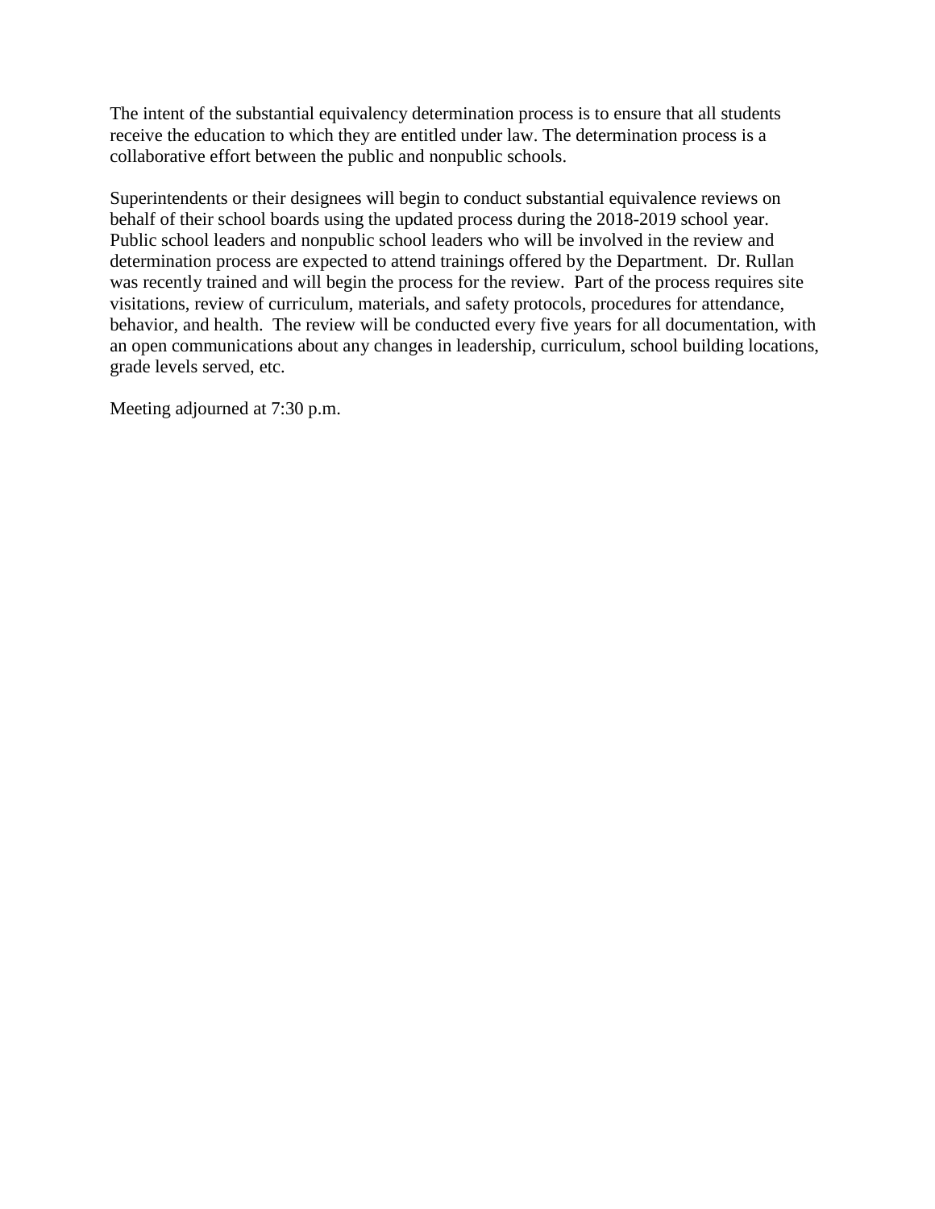The intent of the substantial equivalency determination process is to ensure that all students receive the education to which they are entitled under law. The determination process is a collaborative effort between the public and nonpublic schools.

Superintendents or their designees will begin to conduct substantial equivalence reviews on behalf of their school boards using the updated process during the 2018-2019 school year. Public school leaders and nonpublic school leaders who will be involved in the review and determination process are expected to attend trainings offered by the Department. Dr. Rullan was recently trained and will begin the process for the review. Part of the process requires site visitations, review of curriculum, materials, and safety protocols, procedures for attendance, behavior, and health. The review will be conducted every five years for all documentation, with an open communications about any changes in leadership, curriculum, school building locations, grade levels served, etc.

Meeting adjourned at 7:30 p.m.